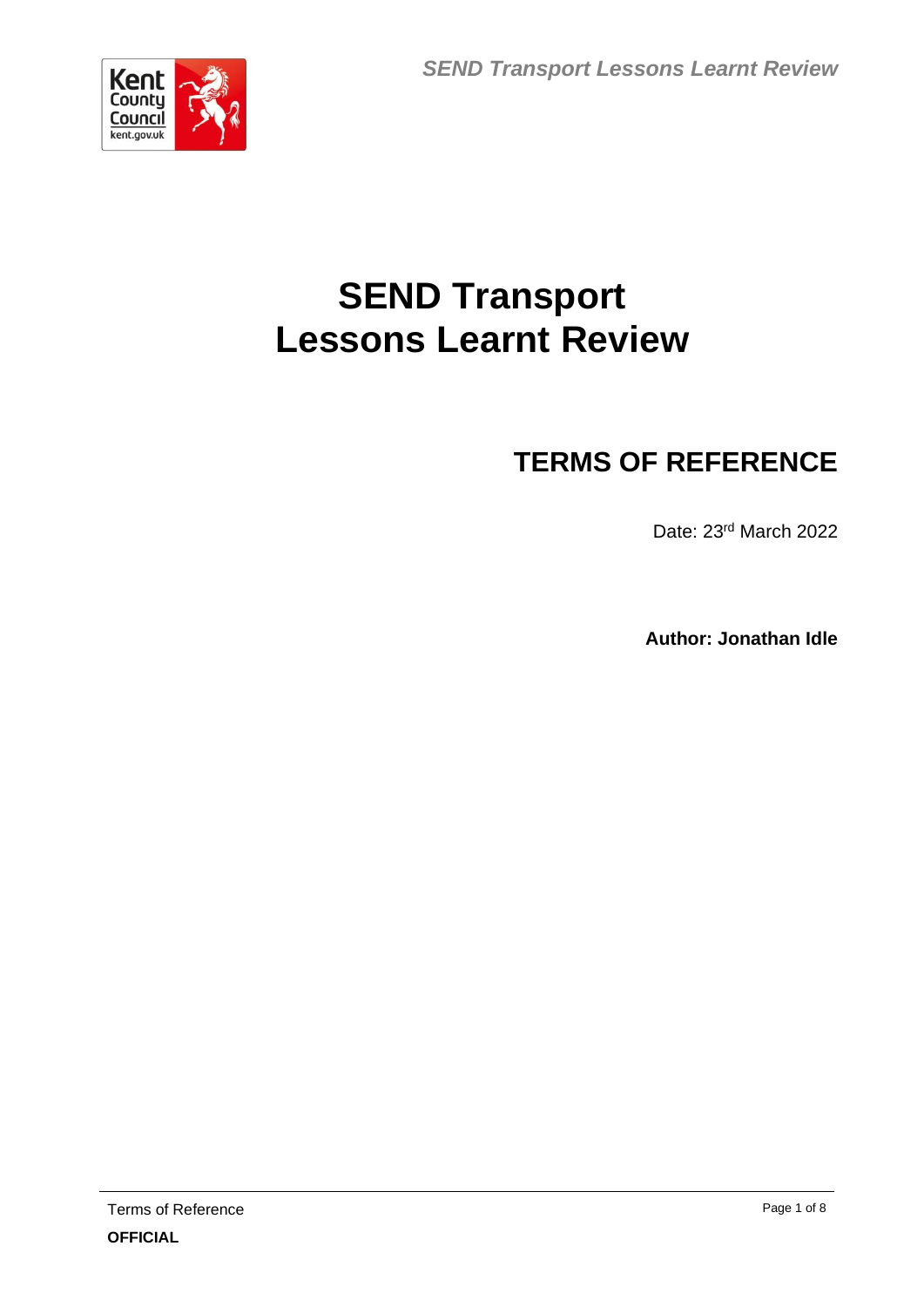# SEND Transport Lessons Learnt Review

## TERMS OF REFERENCE

Date: 23rd March 2022

**Author: Jonathan Idle**

**OFFICIAL**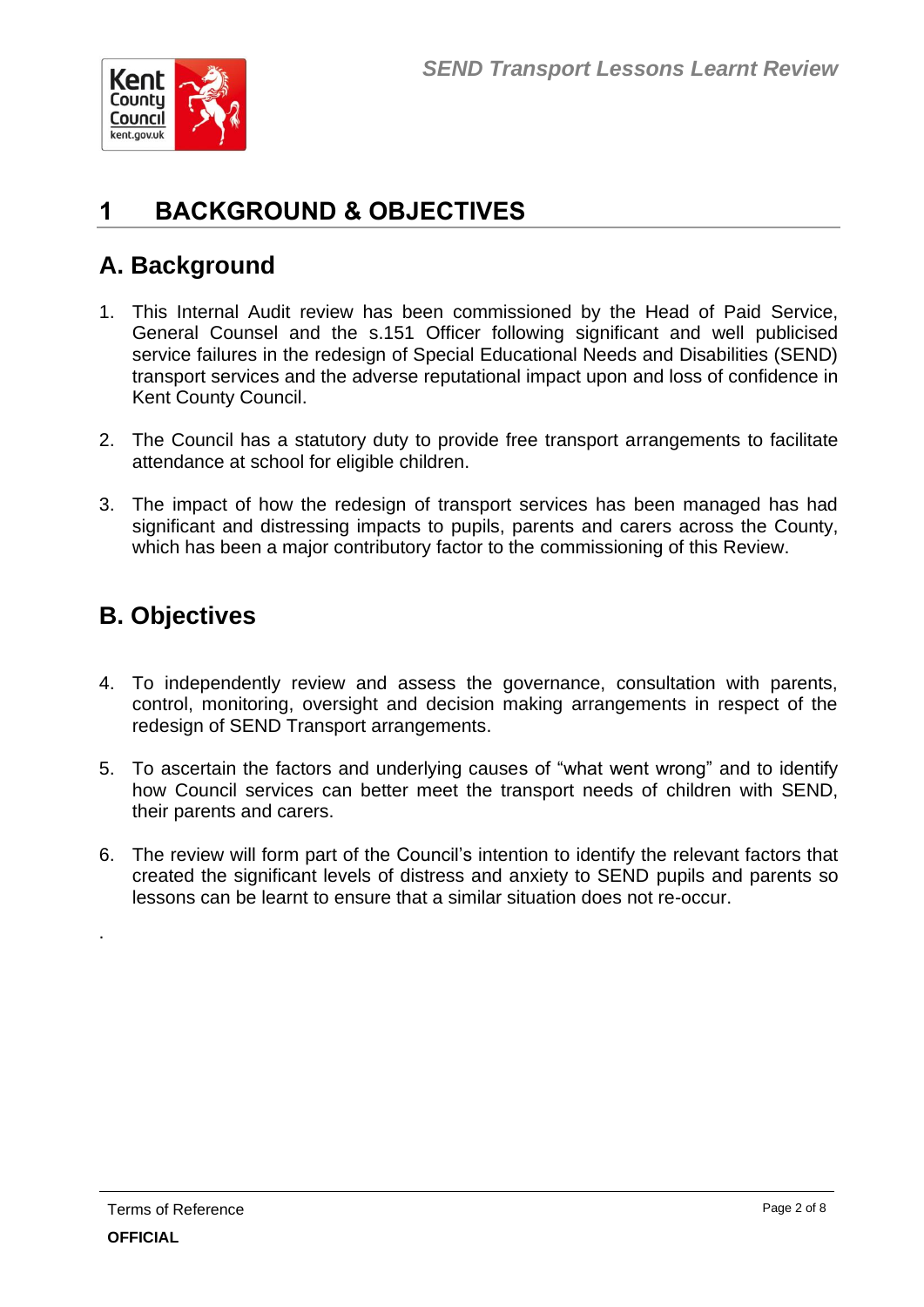# 1 BACKGROUND & OBJECTIVES

## A. Background

1. This Internal Audit review has been commissioned by the Head of Paid Service, General Counsel and the s.151 Officer following significant and well publicised service failures in the redesign of Special Educational Needs and Disabilities (SEND) transport services and the adverse reputational impact upon and loss of confidence in Kent County Council.

2. The Council has a statutory duty to provide free transport arrangements to facilitate attendance at school for eligible children.

3. The impact of how the redesign of transport services has been managed has had significant and distressing impacts to pupils, parents and carers across the County, which has been a major contributory factor to the commissioning of this Review.

## B. Objectives

4. To independently review and assess the governance, consultation with parents, control, monitoring, oversight and decision making arrangements in respect of the redesign of SEND Transport arrangements.

5. To ascertain the factors and underlying causes of "what went wrong" and to identify how Council services can better meet the transport needs of children with SEND, their parents and carers.

6. The review will form part of the Council's intention to identify the relevant factors that created the significant levels of distress and anxiety to SEND pupils and parents so lessons can be learnt to ensure that a similar situation does not re-occur.

.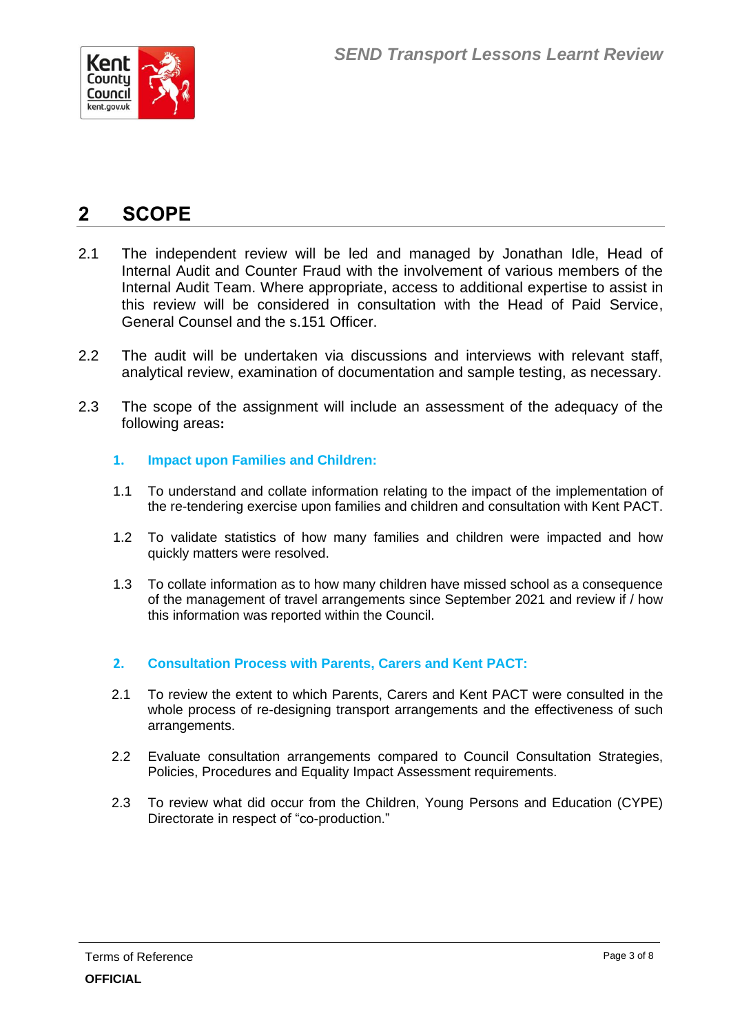## 2 SCOPE

2.1 The independent review will be led and managed by Jonathan Idle, Head of Internal Audit and Counter Fraud with the involvement of various members of the Internal Audit Team. Where appropriate, access to additional expertise to assist in this review will be considered in consultation with the Head of Paid Service, General Counsel and the s.151 Officer.

2.2 The audit will be undertaken via discussions and interviews with relevant staff, analytical review, examination of documentation and sample testing, as necessary.

2.3 The scope of the assignment will include an assessment of the adequacy of the following areas**:**

### 1. Impact upon Families and Children:

1.1 To understand and collate information relating to the impact of the implementation of the re-tendering exercise upon families and children and consultation with Kent PACT.

1.2 To validate statistics of how many families and children were impacted and how quickly matters were resolved.

1.3 To collate information as to how many children have missed school as a consequence of the management of travel arrangements since September 2021 and review if / how this information was reported within the Council.

### 2. Consultation Process with Parents, Carers and Kent PACT:

2.1 To review the extent to which Parents, Carers and Kent PACT were consulted in the whole process of re-designing transport arrangements and the effectiveness of such arrangements.

2.2 Evaluate consultation arrangements compared to Council Consultation Strategies, Policies, Procedures and Equality Impact Assessment requirements.

2.3 To review what did occur from the Children, Young Persons and Education (CYPE) Directorate in respect of "co-production."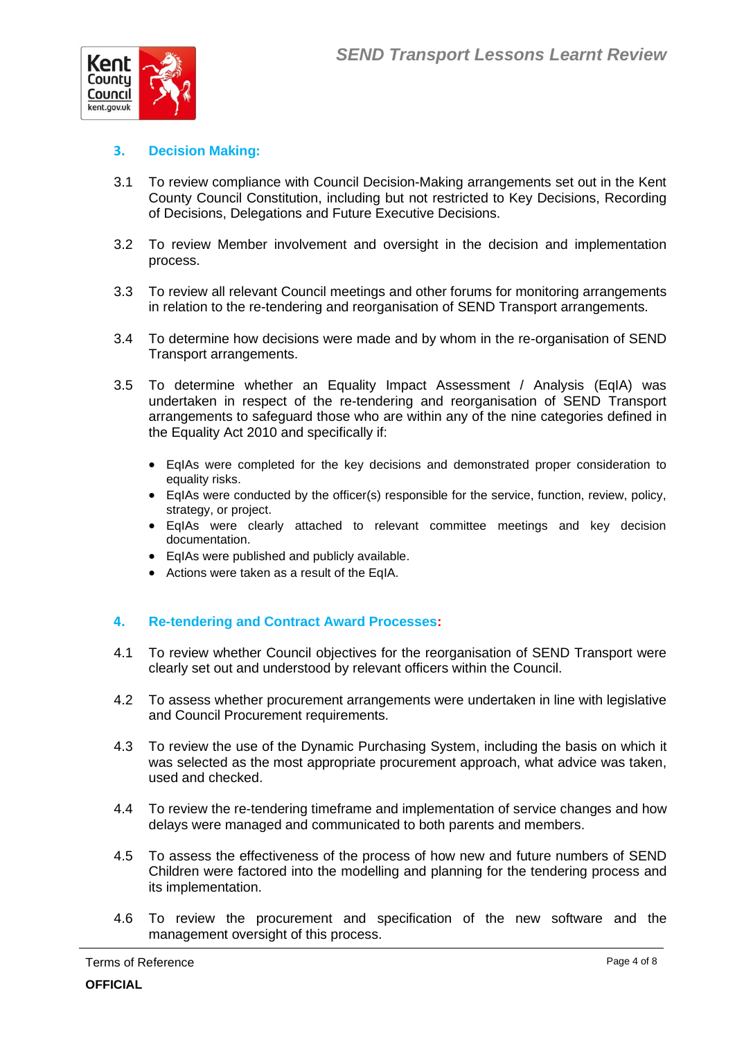## 3. Decision Making:

3.1 To review compliance with Council Decision-Making arrangements set out in the Kent County Council Constitution, including but not restricted to Key Decisions, Recording of Decisions, Delegations and Future Executive Decisions.

3.2 To review Member involvement and oversight in the decision and implementation process.

3.3 To review all relevant Council meetings and other forums for monitoring arrangements in relation to the re-tendering and reorganisation of SEND Transport arrangements.

3.4 To determine how decisions were made and by whom in the re-organisation of SEND Transport arrangements.

3.5 To determine whether an Equality Impact Assessment / Analysis (EqIA) was undertaken in respect of the re-tendering and reorganisation of SEND Transport arrangements to safeguard those who are within any of the nine categories defined in the Equality Act 2010 and specifically if:

- EqIAs were completed for the key decisions and demonstrated proper consideration to equality risks.
- EqIAs were conducted by the officer(s) responsible for the service, function, review, policy, strategy, or project.
- EqIAs were clearly attached to relevant committee meetings and key decision documentation.
- EqIAs were published and publicly available.
- Actions were taken as a result of the EqIA.

## 4. Re-tendering and Contract Award Processes:

4.1 To review whether Council objectives for the reorganisation of SEND Transport were clearly set out and understood by relevant officers within the Council.

4.2 To assess whether procurement arrangements were undertaken in line with legislative and Council Procurement requirements.

4.3 To review the use of the Dynamic Purchasing System, including the basis on which it was selected as the most appropriate procurement approach, what advice was taken, used and checked.

4.4 To review the re-tendering timeframe and implementation of service changes and how delays were managed and communicated to both parents and members.

4.5 To assess the effectiveness of the process of how new and future numbers of SEND Children were factored into the modelling and planning for the tendering process and its implementation.

4.6 To review the procurement and specification of the new software and the management oversight of this process.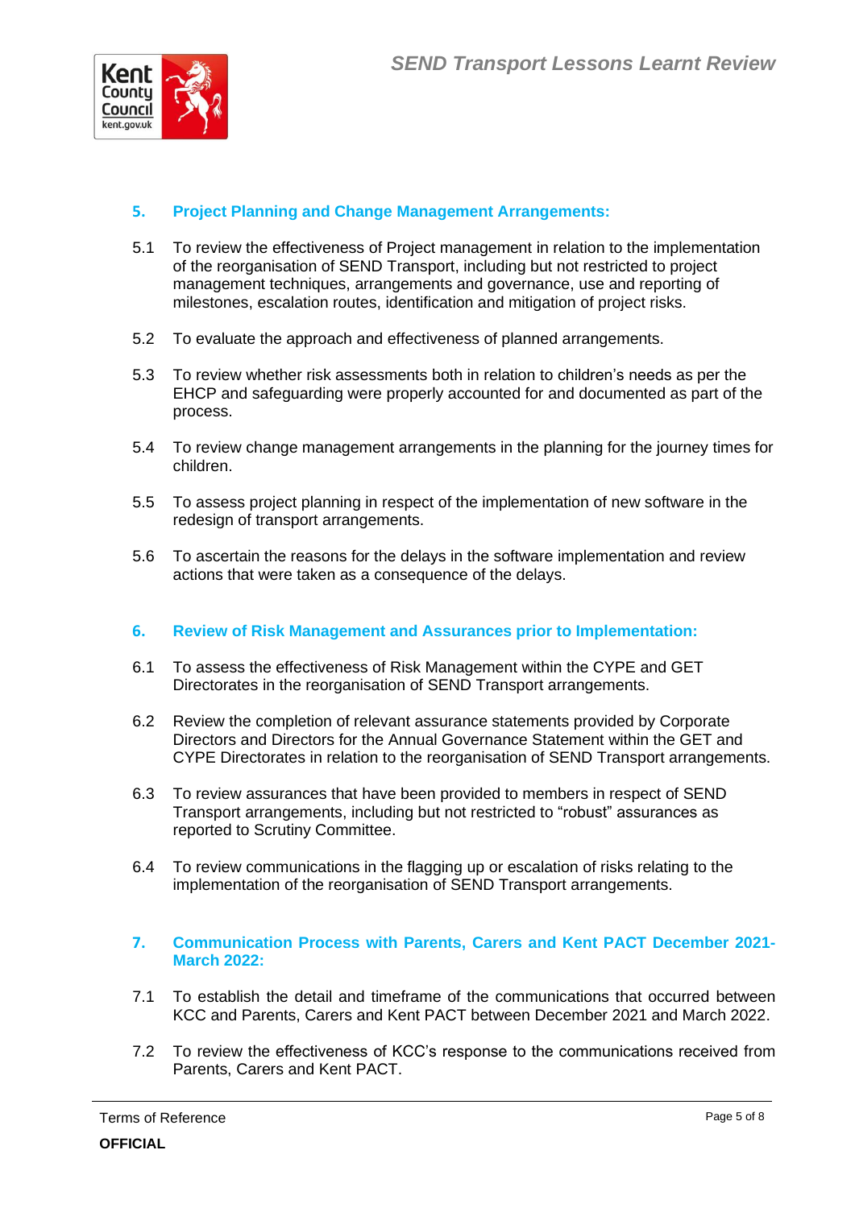## 5. Project Planning and Change Management Arrangements:

5.1 To review the effectiveness of Project management in relation to the implementation of the reorganisation of SEND Transport, including but not restricted to project management techniques, arrangements and governance, use and reporting of milestones, escalation routes, identification and mitigation of project risks.

5.2 To evaluate the approach and effectiveness of planned arrangements.

5.3 To review whether risk assessments both in relation to children's needs as per the EHCP and safeguarding were properly accounted for and documented as part of the process.

5.4 To review change management arrangements in the planning for the journey times for children.

5.5 To assess project planning in respect of the implementation of new software in the redesign of transport arrangements.

5.6 To ascertain the reasons for the delays in the software implementation and review actions that were taken as a consequence of the delays.

## 6. Review of Risk Management and Assurances prior to Implementation:

6.1 To assess the effectiveness of Risk Management within the CYPE and GET Directorates in the reorganisation of SEND Transport arrangements.

6.2 Review the completion of relevant assurance statements provided by Corporate Directors and Directors for the Annual Governance Statement within the GET and CYPE Directorates in relation to the reorganisation of SEND Transport arrangements.

6.3 To review assurances that have been provided to members in respect of SEND Transport arrangements, including but not restricted to "robust" assurances as reported to Scrutiny Committee.

6.4 To review communications in the flagging up or escalation of risks relating to the implementation of the reorganisation of SEND Transport arrangements.

## 7. Communication Process with Parents, Carers and Kent PACT December 2021-March 2022:

7.1 To establish the detail and timeframe of the communications that occurred between KCC and Parents, Carers and Kent PACT between December 2021 and March 2022.

7.2 To review the effectiveness of KCC's response to the communications received from Parents, Carers and Kent PACT.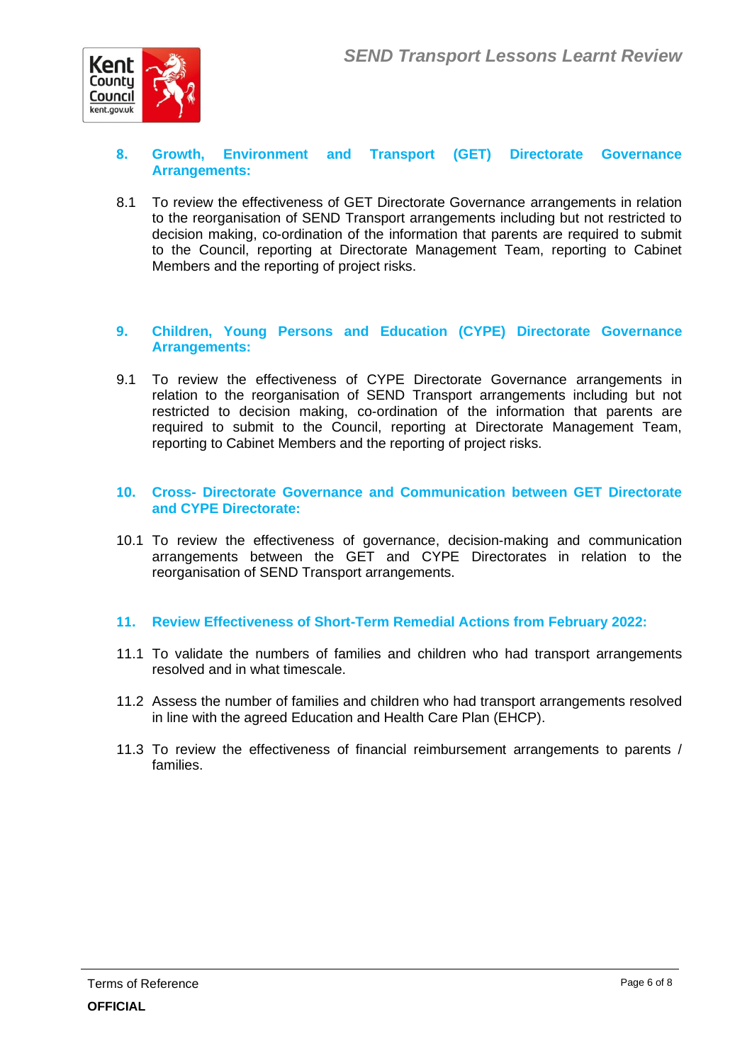## 8. Growth, Environment and Transport (GET) Directorate Governance Arrangements:

8.1 To review the effectiveness of GET Directorate Governance arrangements in relation to the reorganisation of SEND Transport arrangements including but not restricted to decision making, co-ordination of the information that parents are required to submit to the Council, reporting at Directorate Management Team, reporting to Cabinet Members and the reporting of project risks.

## 9. Children, Young Persons and Education (CYPE) Directorate Governance Arrangements:

9.1 To review the effectiveness of CYPE Directorate Governance arrangements in relation to the reorganisation of SEND Transport arrangements including but not restricted to decision making, co-ordination of the information that parents are required to submit to the Council, reporting at Directorate Management Team, reporting to Cabinet Members and the reporting of project risks.

## 10. Cross- Directorate Governance and Communication between GET Directorate and CYPE Directorate:

10.1 To review the effectiveness of governance, decision-making and communication arrangements between the GET and CYPE Directorates in relation to the reorganisation of SEND Transport arrangements.

## 11. Review Effectiveness of Short-Term Remedial Actions from February 2022:

11.1 To validate the numbers of families and children who had transport arrangements resolved and in what timescale.

11.2 Assess the number of families and children who had transport arrangements resolved in line with the agreed Education and Health Care Plan (EHCP).

11.3 To review the effectiveness of financial reimbursement arrangements to parents / families.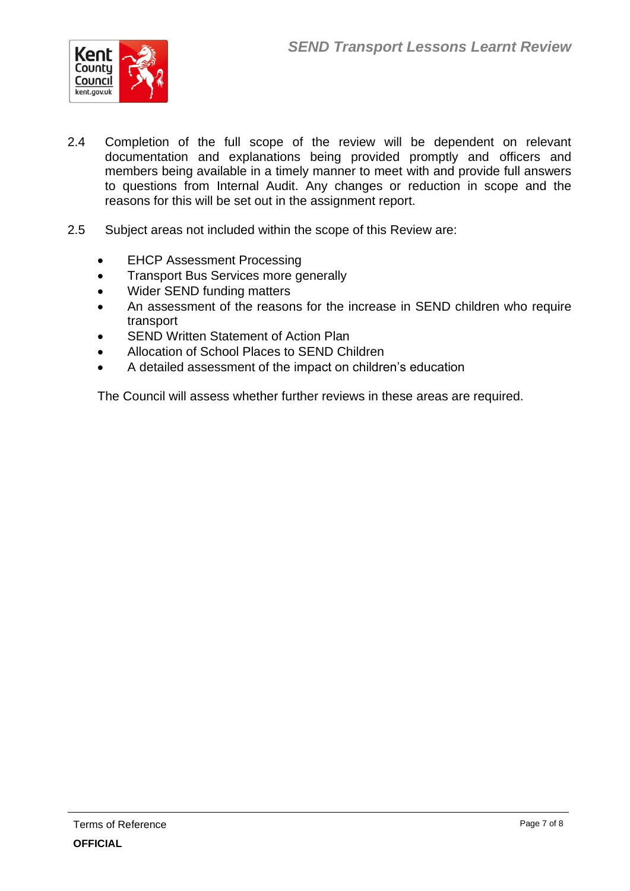2.4 Completion of the full scope of the review will be dependent on relevant documentation and explanations being provided promptly and officers and members being available in a timely manner to meet with and provide full answers to questions from Internal Audit. Any changes or reduction in scope and the reasons for this will be set out in the assignment report.

2.5 Subject areas not included within the scope of this Review are:

- EHCP Assessment Processing
- Transport Bus Services more generally
- Wider SEND funding matters
- An assessment of the reasons for the increase in SEND children who require transport
- SEND Written Statement of Action Plan
- Allocation of School Places to SEND Children
- A detailed assessment of the impact on children's education

The Council will assess whether further reviews in these areas are required.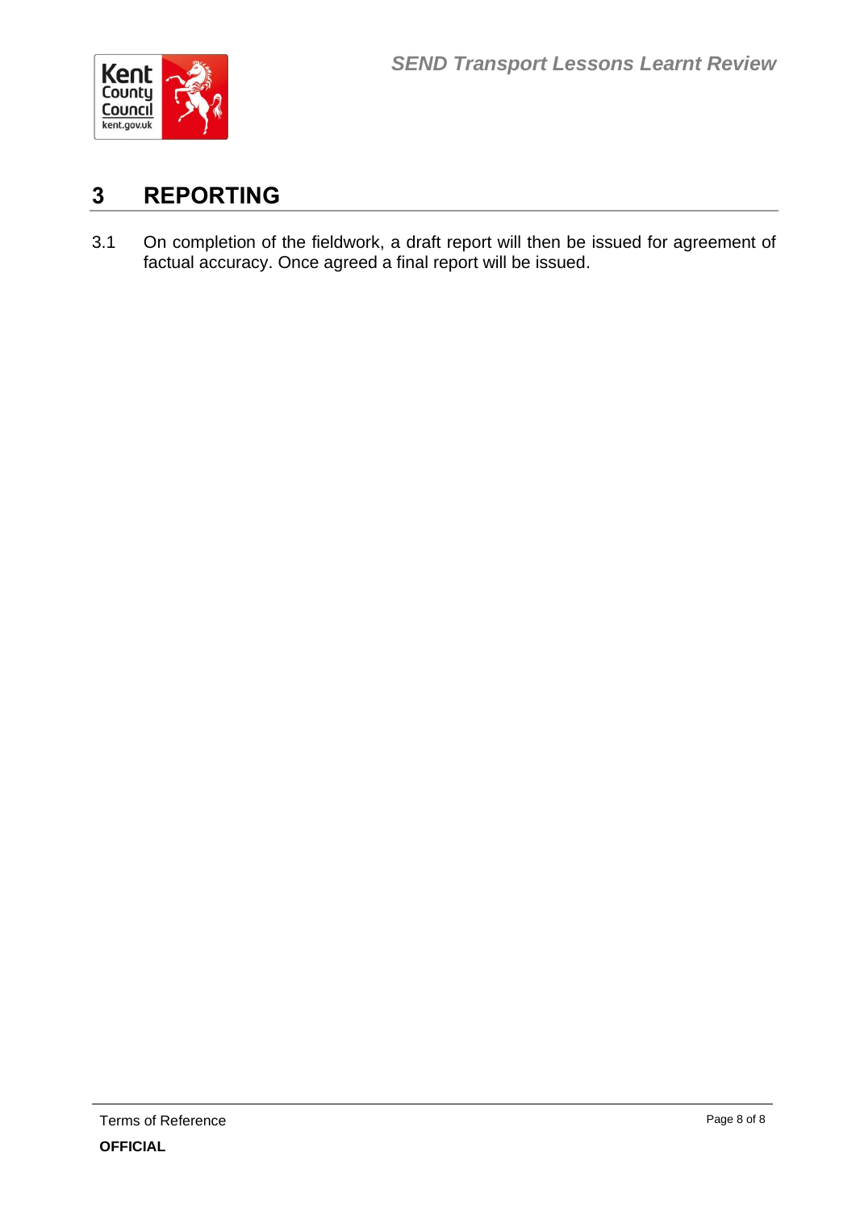# 3 REPORTING

3.1 On completion of the fieldwork, a draft report will then be issued for agreement of factual accuracy. Once agreed a final report will be issued.